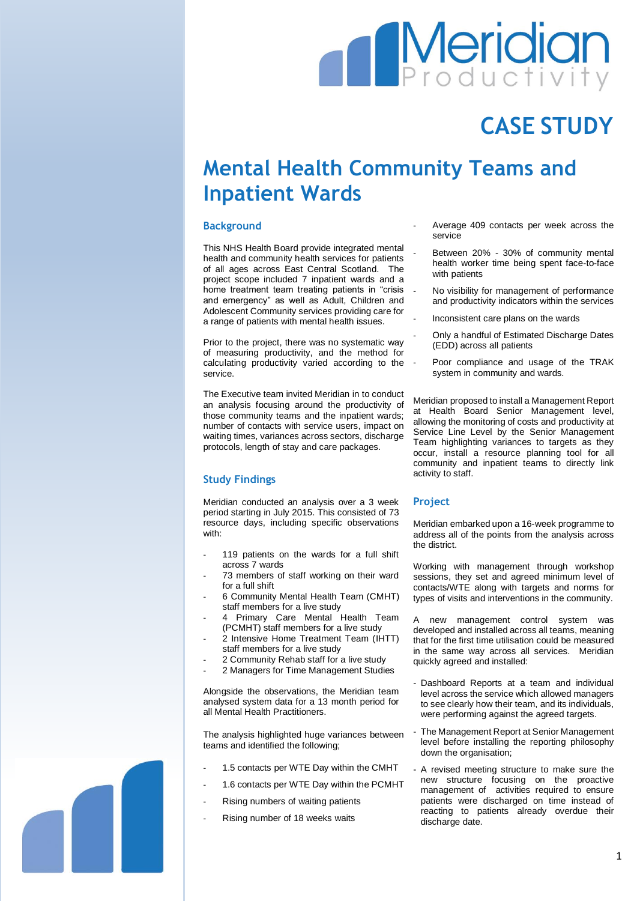Meridian Productivity

# CASE STUDY

# Mental Health Community Teams and Inpatient Wards

## Background

This NHS Health Board provide integrated mental health and community health services for patients of all ages across East Central Scotland. The project scope included 7 inpatient wards and a home treatment team treating patients in "crisis and emergency" as well as Adult, Children and Adolescent Community services providing care for a range of patients with mental health issues.

Prior to the project, there was no systematic way of measuring productivity, and the method for calculating productivity varied according to the service.

The Executive team invited Meridian in to conduct an analysis focusing around the productivity of those community teams and the inpatient wards; number of contacts with service users, impact on waiting times, variances across sectors, discharge protocols, length of stay and care packages.

## Study Findings

Meridian conducted an analysis over a 3 week period starting in July 2015. This consisted of 73 resource days, including specific observations with:

- 119 patients on the wards for a full shift across 7 wards
- 73 members of staff working on their ward for a full shift
- 6 Community Mental Health Team (CMHT) staff members for a live study
- 4 Primary Care Mental Health Team (PCMHT) staff members for a live study
- 2 Intensive Home Treatment Team (IHTT) staff members for a live study
- 2 Community Rehab staff for a live study
- 2 Managers for Time Management Studies

Alongside the observations, the Meridian team analysed system data for a 13 month period for all Mental Health Practitioners.

The analysis highlighted huge variances between teams and identified the following;

- 1.5 contacts per WTE Day within the CMHT
- 1.6 contacts per WTE Day within the PCMHT
- Rising numbers of waiting patients
- Rising number of 18 weeks waits
- Average 409 contacts per week across the service
- Between 20% - 30% of community mental health worker time being spent face-to-face with patients
- No visibility for management of performance and productivity indicators within the services
- Inconsistent care plans on the wards
- Only a handful of Estimated Discharge Dates (EDD) across all patients
- Poor compliance and usage of the TRAK system in community and wards.

Meridian proposed to install a Management Report at Health Board Senior Management level, allowing the monitoring of costs and productivity at Service Line Level by the Senior Management Team highlighting variances to targets as they occur, install a resource planning tool for all community and inpatient teams to directly link activity to staff.

## Project

Meridian embarked upon a 16-week programme to address all of the points from the analysis across the district.

Working with management through workshop sessions, they set and agreed minimum level of contacts/WTE along with targets and norms for types of visits and interventions in the community.

A new management control system was developed and installed across all teams, meaning that for the first time utilisation could be measured in the same way across all services. Meridian quickly agreed and installed:

- Dashboard Reports at a team and individual level across the service which allowed managers to see clearly how their team, and its individuals, were performing against the agreed targets.
- The Management Report at Senior Management level before installing the reporting philosophy down the organisation;
- A revised meeting structure to make sure the new structure focusing on the proactive management of activities required to ensure patients were discharged on time instead of reacting to patients already overdue their discharge date.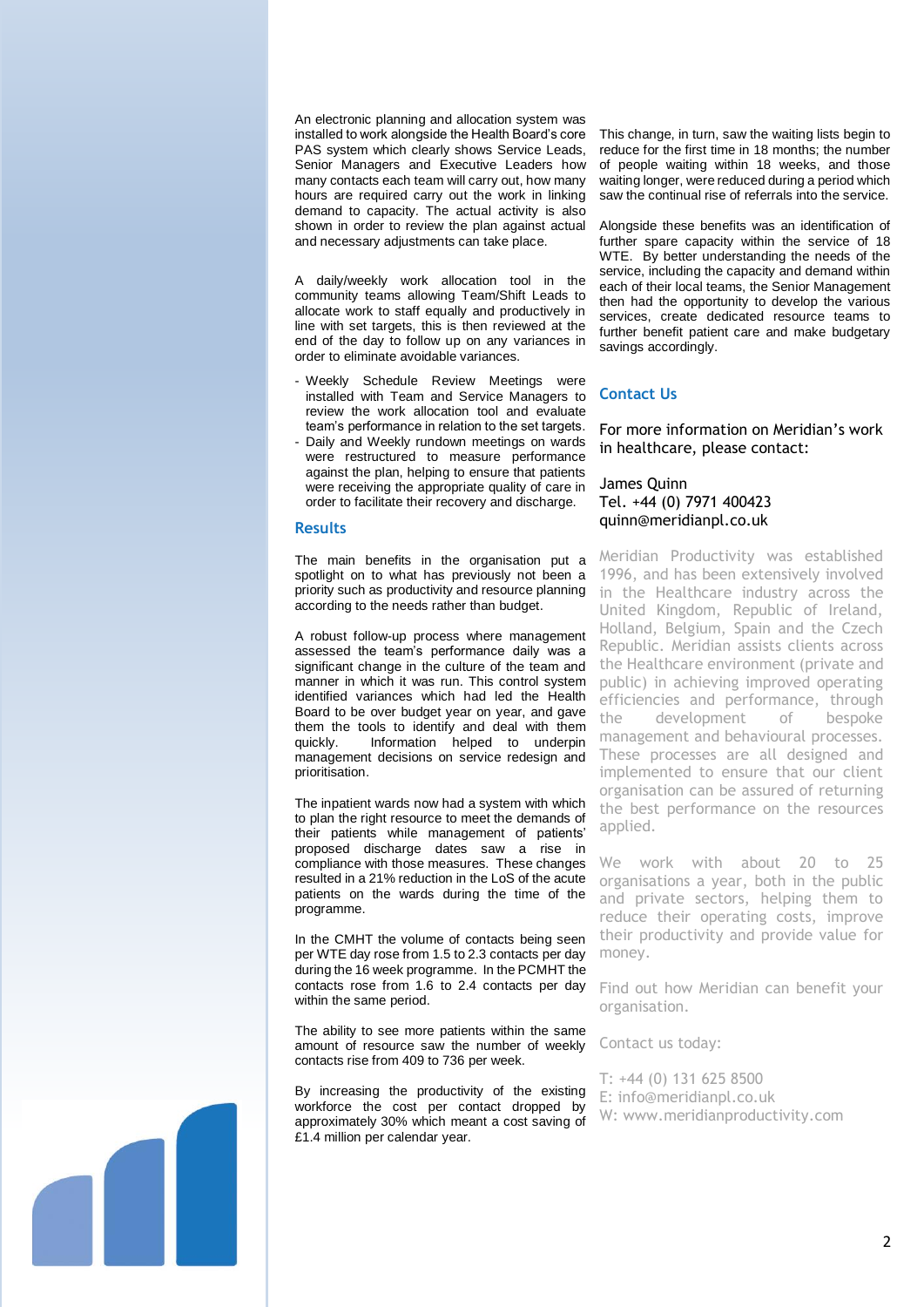An electronic planning and allocation system was installed to work alongside the Health Board's core PAS system which clearly shows Service Leads, Senior Managers and Executive Leaders how many contacts each team will carry out, how many hours are required carry out the work in linking demand to capacity. The actual activity is also shown in order to review the plan against actual and necessary adjustments can take place.

A daily/weekly work allocation tool in the community teams allowing Team/Shift Leads to allocate work to staff equally and productively in line with set targets, this is then reviewed at the end of the day to follow up on any variances in order to eliminate avoidable variances.

- Weekly Schedule Review Meetings were installed with Team and Service Managers to review the work allocation tool and evaluate team's performance in relation to the set targets.
- Daily and Weekly rundown meetings on wards were restructured to measure performance against the plan, helping to ensure that patients were receiving the appropriate quality of care in order to facilitate their recovery and discharge.

## Results

The main benefits in the organisation put a spotlight on to what has previously not been a priority such as productivity and resource planning according to the needs rather than budget.

A robust follow-up process where management assessed the team's performance daily was a significant change in the culture of the team and manner in which it was run. This control system identified variances which had led the Health Board to be over budget year on year, and gave them the tools to identify and deal with them quickly. Information helped to underpin management decisions on service redesign and prioritisation.

The inpatient wards now had a system with which to plan the right resource to meet the demands of their patients while management of patients' proposed discharge dates saw a rise in compliance with those measures. These changes resulted in a 21% reduction in the LoS of the acute patients on the wards during the time of the programme.

In the CMHT the volume of contacts being seen per WTE day rose from 1.5 to 2.3 contacts per day during the 16 week programme. In the PCMHT the contacts rose from 1.6 to 2.4 contacts per day within the same period.

The ability to see more patients within the same amount of resource saw the number of weekly contacts rise from 409 to 736 per week.

By increasing the productivity of the existing workforce the cost per contact dropped by approximately 30% which meant a cost saving of £1.4 million per calendar year.

This change, in turn, saw the waiting lists begin to reduce for the first time in 18 months; the number of people waiting within 18 weeks, and those waiting longer, were reduced during a period which saw the continual rise of referrals into the service.

Alongside these benefits was an identification of further spare capacity within the service of 18 WTE. By better understanding the needs of the service, including the capacity and demand within each of their local teams, the Senior Management then had the opportunity to develop the various services, create dedicated resource teams to further benefit patient care and make budgetary savings accordingly.

## Contact Us

For more information on Meridian's work in healthcare, please contact:

James Quinn
Tel. +44 (0) 7971 400423
quinn@meridianpl.co.uk

Meridian Productivity was established 1996, and has been extensively involved in the Healthcare industry across the United Kingdom, Republic of Ireland, Holland, Belgium, Spain and the Czech Republic. Meridian assists clients across the Healthcare environment (private and public) in achieving improved operating efficiencies and performance, through the development of bespoke management and behavioural processes. These processes are all designed and implemented to ensure that our client organisation can be assured of returning the best performance on the resources applied.

We work with about 20 to 25 organisations a year, both in the public and private sectors, helping them to reduce their operating costs, improve their productivity and provide value for money.

Find out how Meridian can benefit your organisation.

Contact us today:

T: +44 (0) 131 625 8500
E: info@meridianpl.co.uk
W: www.meridianproductivity.com